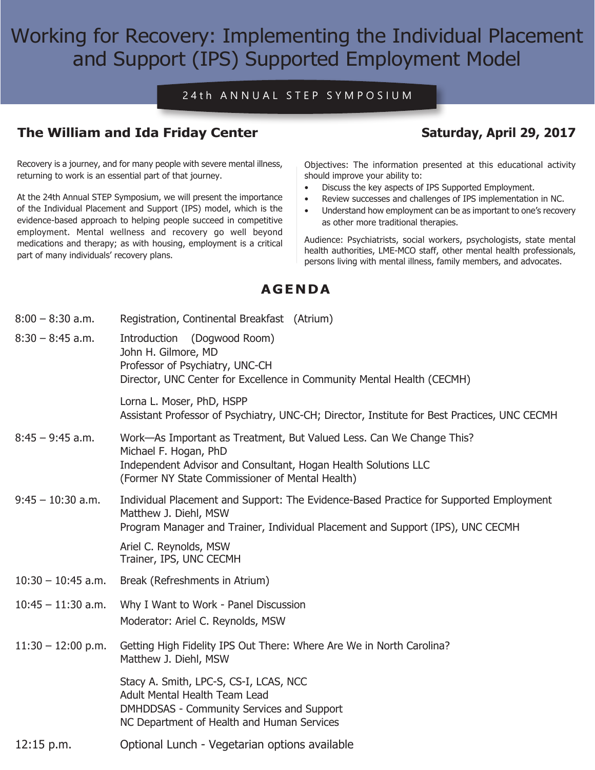# Working for Recovery: Implementing the Individual Placement and Support (IPS) Supported Employment Model

24th ANNUAL STEP SYMPOSIUM

**The William and Ida Friday Center** — **Saturday, April 29, 2017**

Recovery is a journey, and for many people with severe mental illness, returning to work is an essential part of that journey.

At the 24th Annual STEP Symposium, we will present the importance of the Individual Placement and Support (IPS) model, which is the evidence-based approach to helping people succeed in competitive employment. Mental wellness and recovery go well beyond medications and therapy; as with housing, employment is a critical part of many individuals' recovery plans.

Objectives: The information presented at this educational activity should improve your ability to:

- Discuss the key aspects of IPS Supported Employment.
- Review successes and challenges of IPS implementation in NC.
- Understand how employment can be as important to one's recovery as other more traditional therapies.

Audience: Psychiatrists, social workers, psychologists, state mental health authorities, LME-MCO staff, other mental health professionals, persons living with mental illness, family members, and advocates.

## AGENDA

**8:00 – 8:30 a.m.** Registration, Continental Breakfast (Atrium)

**8:30 – 8:45 a.m.** Introduction (Dogwood Room)
John H. Gilmore, MD
Professor of Psychiatry, UNC-CH
Director, UNC Center for Excellence in Community Mental Health (CECMH)

Lorna L. Moser, PhD, HSPP
Assistant Professor of Psychiatry, UNC-CH; Director, Institute for Best Practices, UNC CECMH

**8:45 – 9:45 a.m.** Work—As Important as Treatment, But Valued Less. Can We Change This?
Michael F. Hogan, PhD
Independent Advisor and Consultant, Hogan Health Solutions LLC
(Former NY State Commissioner of Mental Health)

**9:45 – 10:30 a.m.** Individual Placement and Support: The Evidence-Based Practice for Supported Employment
Matthew J. Diehl, MSW
Program Manager and Trainer, Individual Placement and Support (IPS), UNC CECMH

Ariel C. Reynolds, MSW
Trainer, IPS, UNC CECMH

**10:30 – 10:45 a.m.** Break (Refreshments in Atrium)

**10:45 – 11:30 a.m.** Why I Want to Work - Panel Discussion
Moderator: Ariel C. Reynolds, MSW

**11:30 – 12:00 p.m.** Getting High Fidelity IPS Out There: Where Are We in North Carolina?
Matthew J. Diehl, MSW

Stacy A. Smith, LPC-S, CS-I, LCAS, NCC
Adult Mental Health Team Lead
DMHDDSAS - Community Services and Support
NC Department of Health and Human Services

**12:15 p.m.** Optional Lunch - Vegetarian options available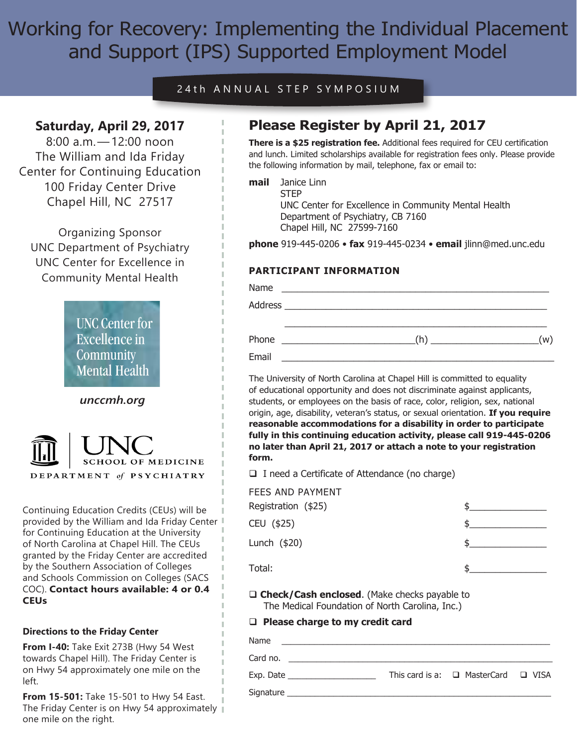# Working for Recovery: Implementing the Individual Placement and Support (IPS) Supported Employment Model

24th ANNUAL STEP SYMPOSIUM

**Saturday, April 29, 2017**
8:00 a.m.—12:00 noon
The William and Ida Friday Center for Continuing Education
100 Friday Center Drive
Chapel Hill, NC 27517

Organizing Sponsor
UNC Department of Psychiatry
UNC Center for Excellence in Community Mental Health

UNC Center for Excellence in Community Mental Health

*unccmh.org*

UNC SCHOOL OF MEDICINE
DEPARTMENT *of* PSYCHIATRY

Continuing Education Credits (CEUs) will be provided by the William and Ida Friday Center for Continuing Education at the University of North Carolina at Chapel Hill. The CEUs granted by the Friday Center are accredited by the Southern Association of Colleges and Schools Commission on Colleges (SACS COC). **Contact hours available: 4 or 0.4 CEUs**

**Directions to the Friday Center**

**From I-40:** Take Exit 273B (Hwy 54 West towards Chapel Hill). The Friday Center is on Hwy 54 approximately one mile on the left.

**From 15-501:** Take 15-501 to Hwy 54 East. The Friday Center is on Hwy 54 approximately one mile on the right.

## Please Register by April 21, 2017

**There is a $25 registration fee.** Additional fees required for CEU certification and lunch. Limited scholarships available for registration fees only. Please provide the following information by mail, telephone, fax or email to:

**mail** Janice Linn
STEP
UNC Center for Excellence in Community Mental Health
Department of Psychiatry, CB 7160
Chapel Hill, NC 27599-7160

**phone** 919-445-0206 • **fax** 919-445-0234 • **email** jlinn@med.unc.edu

**PARTICIPANT INFORMATION**

Name ______________________________

Address ______________________________

______________________________

Phone ______________(h) ______________(w)

Email ______________________________

The University of North Carolina at Chapel Hill is committed to equality of educational opportunity and does not discriminate against applicants, students, or employees on the basis of race, color, religion, sex, national origin, age, disability, veteran's status, or sexual orientation. **If you require reasonable accommodations for a disability in order to participate fully in this continuing education activity, please call 919-445-0206 no later than April 21, 2017 or attach a note to your registration form.**

❑ I need a Certificate of Attendance (no charge)

FEES AND PAYMENT

| | |
|---|---|
| Registration ($25) | $______________ |
| CEU ($25) | $______________ |
| Lunch ($20) | $______________ |
| Total: | $______________ |

❑ **Check/Cash enclosed**. (Make checks payable to The Medical Foundation of North Carolina, Inc.)

❑ **Please charge to my credit card**

Name ______________________________

Card no. ______________________________

Exp. Date ______________ This card is a: ❑ MasterCard ❑ VISA

Signature ______________________________